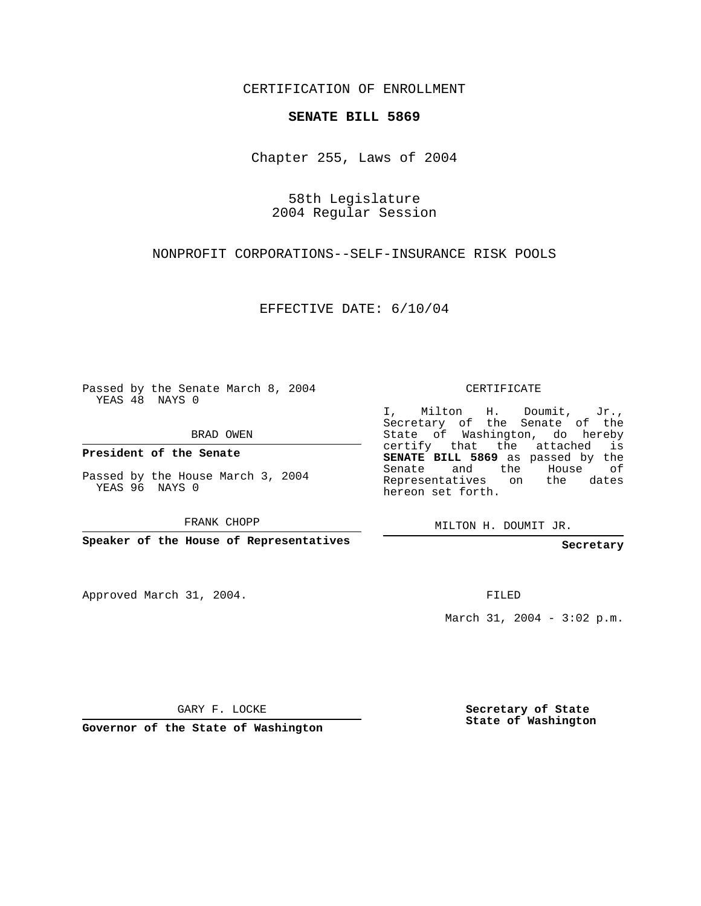CERTIFICATION OF ENROLLMENT

**SENATE BILL 5869**

Chapter 255, Laws of 2004

58th Legislature
2004 Regular Session

NONPROFIT CORPORATIONS--SELF-INSURANCE RISK POOLS

EFFECTIVE DATE: 6/10/04

Passed by the Senate March 8, 2004
YEAS 48 NAYS 0

BRAD OWEN

**President of the Senate**

Passed by the House March 3, 2004
YEAS 96 NAYS 0

FRANK CHOPP

**Speaker of the House of Representatives**

CERTIFICATE

I, Milton H. Doumit, Jr., Secretary of the Senate of the State of Washington, do hereby certify that the attached is **SENATE BILL 5869** as passed by the Senate and the House of Representatives on the dates hereon set forth.

MILTON H. DOUMIT JR.

**Secretary**

Approved March 31, 2004.

FILED

March 31, 2004 - 3:02 p.m.

GARY F. LOCKE

**Governor of the State of Washington**

**Secretary of State**
**State of Washington**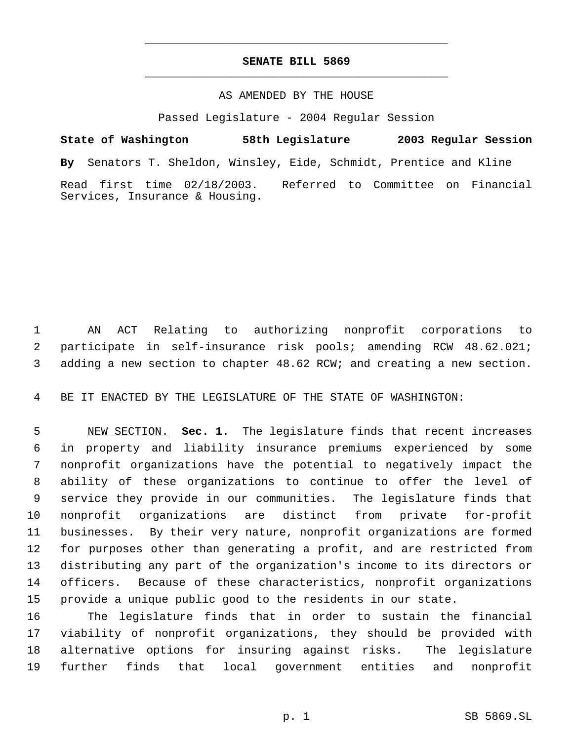# SENATE BILL 5869

AS AMENDED BY THE HOUSE

Passed Legislature - 2004 Regular Session

**State of Washington 58th Legislature 2003 Regular Session**

**By** Senators T. Sheldon, Winsley, Eide, Schmidt, Prentice and Kline

Read first time 02/18/2003. Referred to Committee on Financial Services, Insurance & Housing.

AN ACT Relating to authorizing nonprofit corporations to participate in self-insurance risk pools; amending RCW 48.62.021; adding a new section to chapter 48.62 RCW; and creating a new section.

BE IT ENACTED BY THE LEGISLATURE OF THE STATE OF WASHINGTON:

NEW SECTION. **Sec. 1.** The legislature finds that recent increases in property and liability insurance premiums experienced by some nonprofit organizations have the potential to negatively impact the ability of these organizations to continue to offer the level of service they provide in our communities. The legislature finds that nonprofit organizations are distinct from private for-profit businesses. By their very nature, nonprofit organizations are formed for purposes other than generating a profit, and are restricted from distributing any part of the organization's income to its directors or officers. Because of these characteristics, nonprofit organizations provide a unique public good to the residents in our state.

The legislature finds that in order to sustain the financial viability of nonprofit organizations, they should be provided with alternative options for insuring against risks. The legislature further finds that local government entities and nonprofit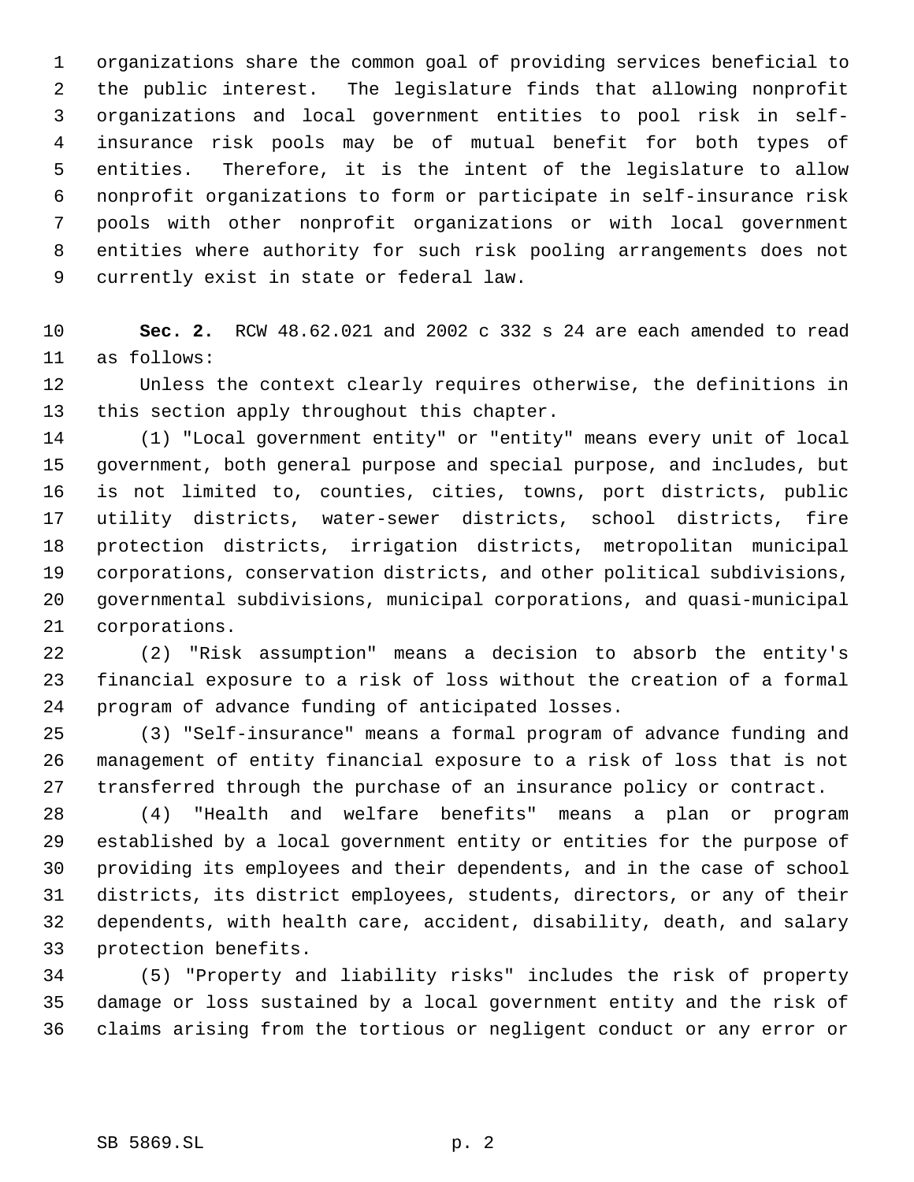organizations share the common goal of providing services beneficial to the public interest. The legislature finds that allowing nonprofit organizations and local government entities to pool risk in self-insurance risk pools may be of mutual benefit for both types of entities. Therefore, it is the intent of the legislature to allow nonprofit organizations to form or participate in self-insurance risk pools with other nonprofit organizations or with local government entities where authority for such risk pooling arrangements does not currently exist in state or federal law.

**Sec. 2.** RCW 48.62.021 and 2002 c 332 s 24 are each amended to read as follows:

Unless the context clearly requires otherwise, the definitions in this section apply throughout this chapter.

(1) "Local government entity" or "entity" means every unit of local government, both general purpose and special purpose, and includes, but is not limited to, counties, cities, towns, port districts, public utility districts, water-sewer districts, school districts, fire protection districts, irrigation districts, metropolitan municipal corporations, conservation districts, and other political subdivisions, governmental subdivisions, municipal corporations, and quasi-municipal corporations.

(2) "Risk assumption" means a decision to absorb the entity's financial exposure to a risk of loss without the creation of a formal program of advance funding of anticipated losses.

(3) "Self-insurance" means a formal program of advance funding and management of entity financial exposure to a risk of loss that is not transferred through the purchase of an insurance policy or contract.

(4) "Health and welfare benefits" means a plan or program established by a local government entity or entities for the purpose of providing its employees and their dependents, and in the case of school districts, its district employees, students, directors, or any of their dependents, with health care, accident, disability, death, and salary protection benefits.

(5) "Property and liability risks" includes the risk of property damage or loss sustained by a local government entity and the risk of claims arising from the tortious or negligent conduct or any error or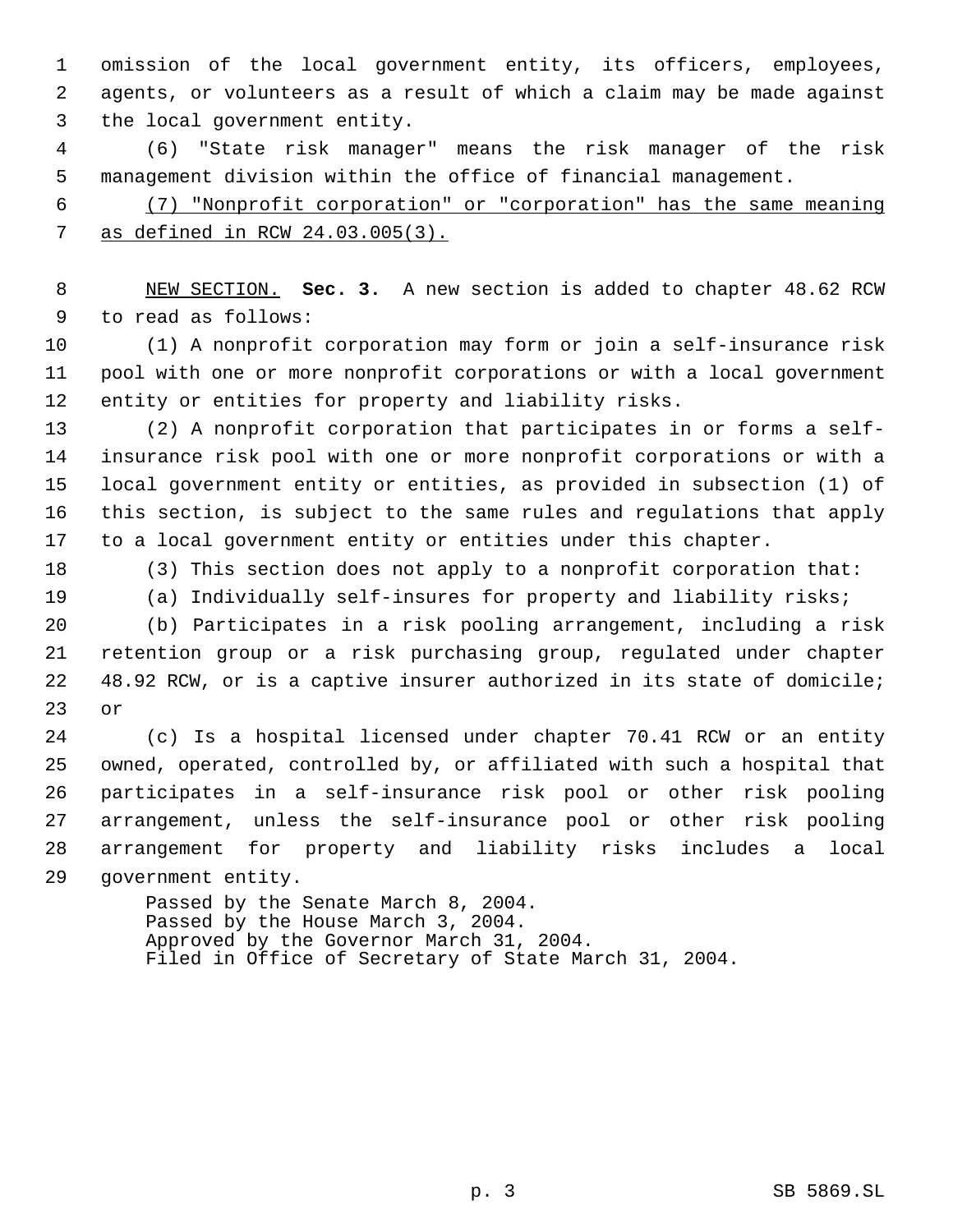omission of the local government entity, its officers, employees, agents, or volunteers as a result of which a claim may be made against the local government entity.

(6) "State risk manager" means the risk manager of the risk management division within the office of financial management.

(7) "Nonprofit corporation" or "corporation" has the same meaning as defined in RCW 24.03.005(3).

NEW SECTION. **Sec. 3.** A new section is added to chapter 48.62 RCW to read as follows:

(1) A nonprofit corporation may form or join a self-insurance risk pool with one or more nonprofit corporations or with a local government entity or entities for property and liability risks.

(2) A nonprofit corporation that participates in or forms a self-insurance risk pool with one or more nonprofit corporations or with a local government entity or entities, as provided in subsection (1) of this section, is subject to the same rules and regulations that apply to a local government entity or entities under this chapter.

(3) This section does not apply to a nonprofit corporation that:

(a) Individually self-insures for property and liability risks;

(b) Participates in a risk pooling arrangement, including a risk retention group or a risk purchasing group, regulated under chapter 48.92 RCW, or is a captive insurer authorized in its state of domicile; or

(c) Is a hospital licensed under chapter 70.41 RCW or an entity owned, operated, controlled by, or affiliated with such a hospital that participates in a self-insurance risk pool or other risk pooling arrangement, unless the self-insurance pool or other risk pooling arrangement for property and liability risks includes a local government entity.

Passed by the Senate March 8, 2004.
Passed by the House March 3, 2004.
Approved by the Governor March 31, 2004.
Filed in Office of Secretary of State March 31, 2004.